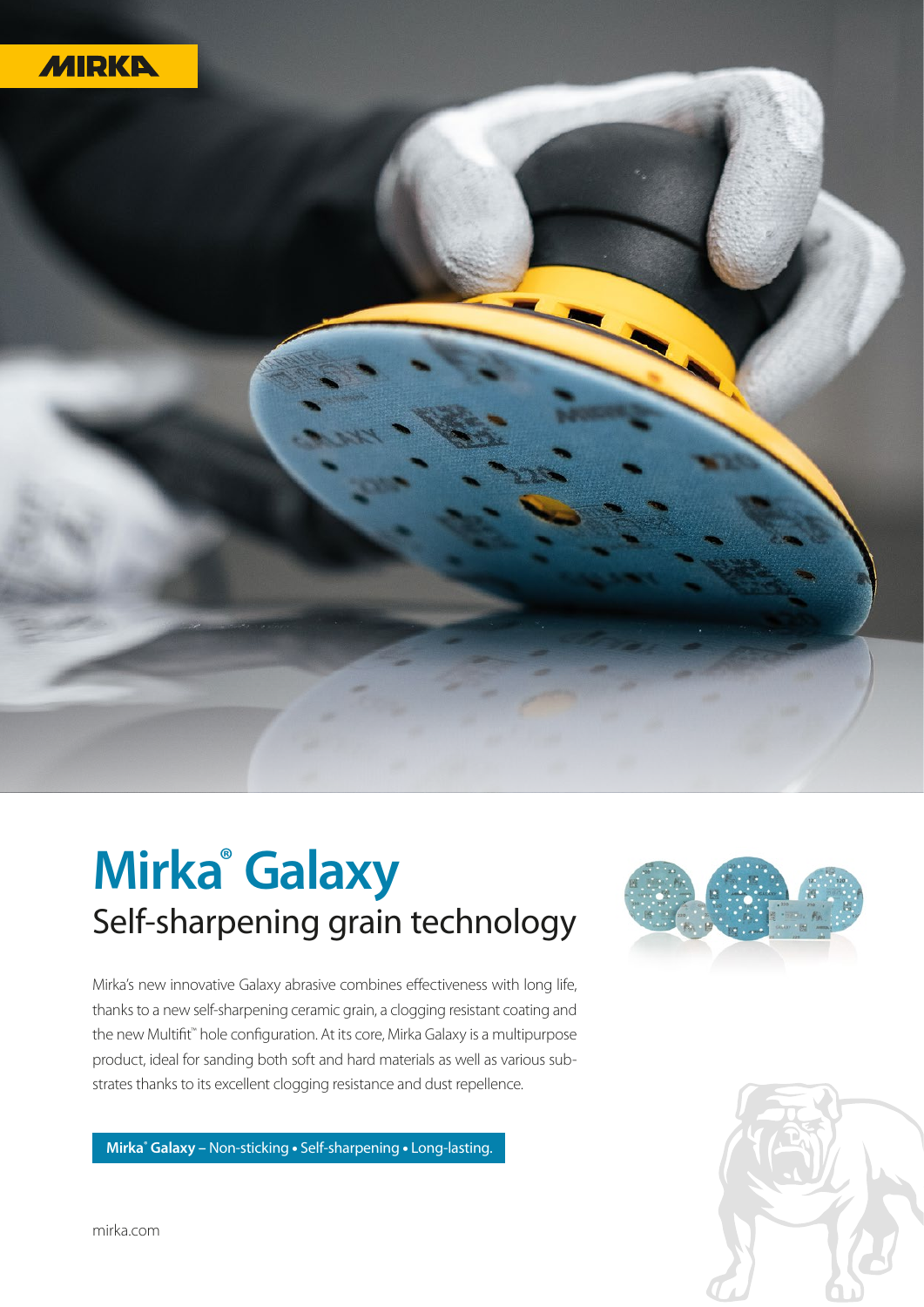MIRKA

# Mirka® Galaxy

## Self-sharpening grain technology

Mirka's new innovative Galaxy abrasive combines effectiveness with long life, thanks to a new self-sharpening ceramic grain, a clogging resistant coating and the new Multifit™ hole configuration. At its core, Mirka Galaxy is a multipurpose product, ideal for sanding both soft and hard materials as well as various substrates thanks to its excellent clogging resistance and dust repellence.

**Mirka® Galaxy** – Non-sticking • Self-sharpening • Long-lasting.

mirka.com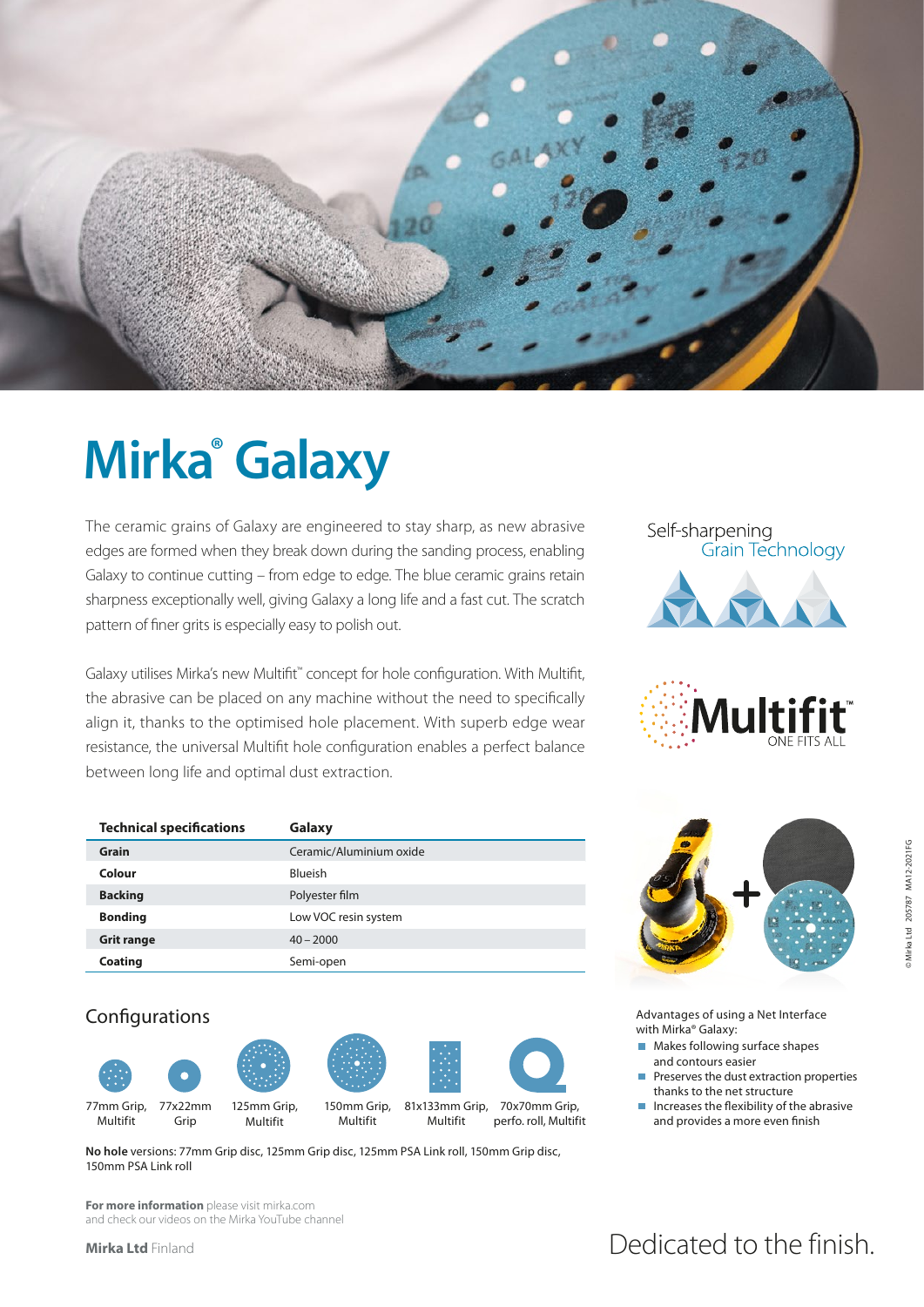# Mirka® Galaxy

The ceramic grains of Galaxy are engineered to stay sharp, as new abrasive edges are formed when they break down during the sanding process, enabling Galaxy to continue cutting – from edge to edge. The blue ceramic grains retain sharpness exceptionally well, giving Galaxy a long life and a fast cut. The scratch pattern of finer grits is especially easy to polish out.

Galaxy utilises Mirka's new Multifit™ concept for hole configuration. With Multifit, the abrasive can be placed on any machine without the need to specifically align it, thanks to the optimised hole placement. With superb edge wear resistance, the universal Multifit hole configuration enables a perfect balance between long life and optimal dust extraction.

Self-sharpening
Grain Technology

Multifit™
ONE FITS ALL

| Technical specifications | Galaxy |
|---|---|
| Grain | Ceramic/Aluminium oxide |
| Colour | Blueish |
| Backing | Polyester film |
| Bonding | Low VOC resin system |
| Grit range | 40 – 2000 |
| Coating | Semi-open |

## Configurations

77mm Grip, Multifit | 77x22mm Grip | 125mm Grip, Multifit | 150mm Grip, Multifit | 81x133mm Grip, Multifit | 70x70mm Grip, perfo. roll, Multifit

**No hole** versions: 77mm Grip disc, 125mm Grip disc, 125mm PSA Link roll, 150mm Grip disc, 150mm PSA Link roll

Advantages of using a Net Interface with Mirka® Galaxy:

- Makes following surface shapes and contours easier
- Preserves the dust extraction properties thanks to the net structure
- Increases the flexibility of the abrasive and provides a more even finish

**For more information** please visit mirka.com
and check our videos on the Mirka YouTube channel

**Mirka Ltd** Finland

Dedicated to the finish.

© Mirka Ltd 205787 MA12-2021FG